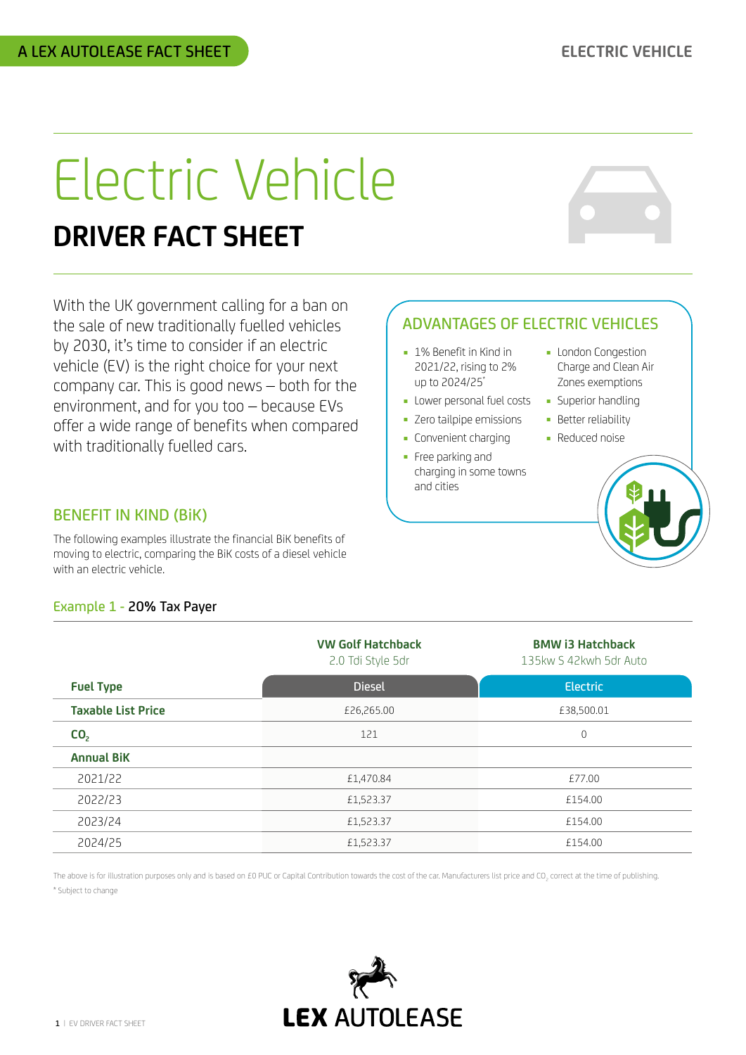A LEX AUTOLEASE FACT SHEET

ELECTRIC VEHICLE

# Electric Vehicle

## DRIVER FACT SHEET

With the UK government calling for a ban on the sale of new traditionally fuelled vehicles by 2030, it's time to consider if an electric vehicle (EV) is the right choice for your next company car. This is good news – both for the environment, and for you too – because EVs offer a wide range of benefits when compared with traditionally fuelled cars.

### ADVANTAGES OF ELECTRIC VEHICLES

- 1% Benefit in Kind in 2021/22, rising to 2% up to 2024/25*
- Lower personal fuel costs
- Zero tailpipe emissions
- Convenient charging
- Free parking and charging in some towns and cities
- London Congestion Charge and Clean Air Zones exemptions
- Superior handling
- Better reliability
- Reduced noise

### BENEFIT IN KIND (BiK)

The following examples illustrate the financial BiK benefits of moving to electric, comparing the BiK costs of a diesel vehicle with an electric vehicle.

#### Example 1 - 20% Tax Payer

| | VW Golf Hatchback<br>2.0 Tdi Style 5dr | BMW i3 Hatchback<br>135kw S 42kwh 5dr Auto |
|---|---|---|
| **Fuel Type** | Diesel | Electric |
| **Taxable List Price** | £26,265.00 | £38,500.01 |
| **$CO_2$** | 121 | 0 |
| **Annual BiK** | | |
| 2021/22 | £1,470.84 | £77.00 |
| 2022/23 | £1,523.37 | £154.00 |
| 2023/24 | £1,523.37 | £154.00 |
| 2024/25 | £1,523.37 | £154.00 |

The above is for illustration purposes only and is based on £0 PUC or Capital Contribution towards the cost of the car. Manufacturers list price and $CO_2$ correct at the time of publishing.

* Subject to change

LEX AUTOLEASE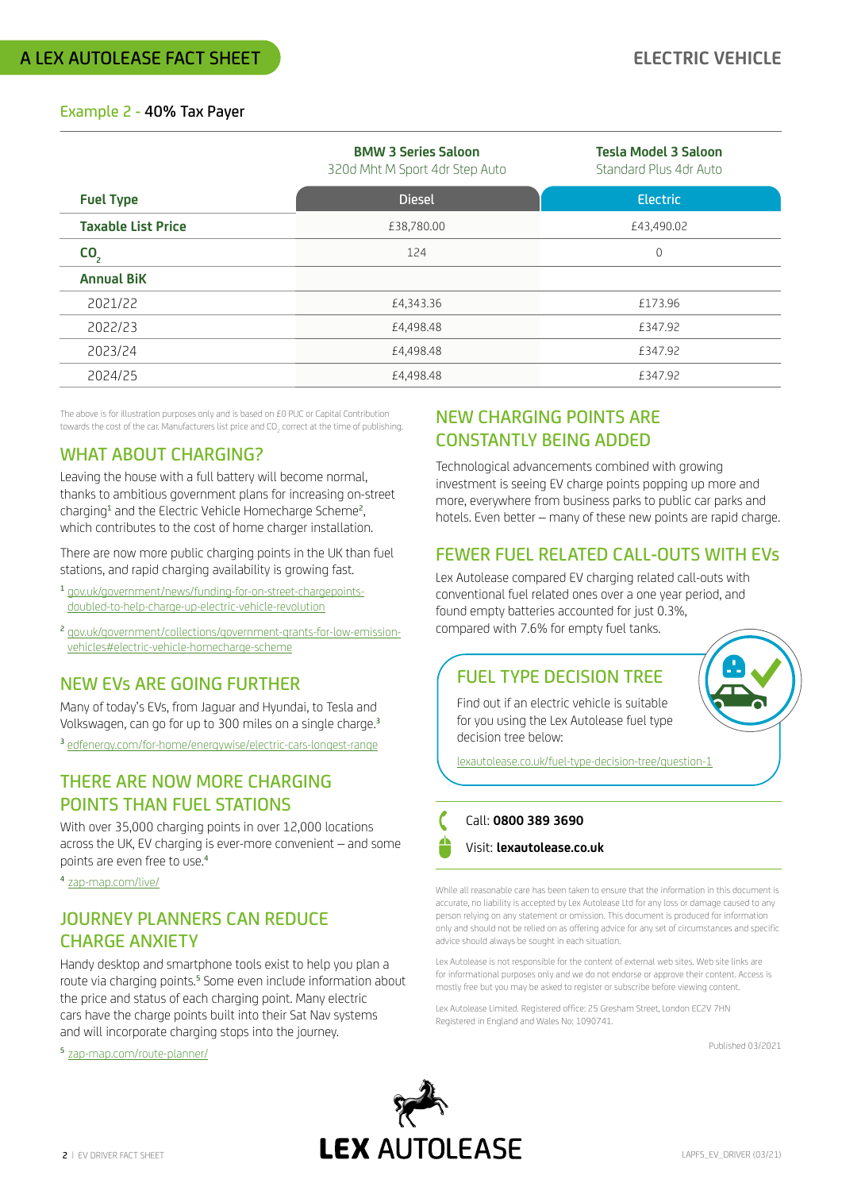A LEX AUTOLEASE FACT SHEET

ELECTRIC VEHICLE

## Example 2 - 40% Tax Payer

| | BMW 3 Series Saloon 320d Mht M Sport 4dr Step Auto | Tesla Model 3 Saloon Standard Plus 4dr Auto |
|---|---|---|
| **Fuel Type** | Diesel | Electric |
| **Taxable List Price** | £38,780.00 | £43,490.02 |
| **$CO_2$** | 124 | 0 |
| **Annual BiK** | | |
| 2021/22 | £4,343.36 | £173.96 |
| 2022/23 | £4,498.48 | £347.92 |
| 2023/24 | £4,498.48 | £347.92 |
| 2024/25 | £4,498.48 | £347.92 |

The above is for illustration purposes only and is based on £0 PUC or Capital Contribution towards the cost of the car. Manufacturers list price and $CO_2$ correct at the time of publishing.

## WHAT ABOUT CHARGING?

Leaving the house with a full battery will become normal, thanks to ambitious government plans for increasing on-street charging[1] and the Electric Vehicle Homecharge Scheme[2], which contributes to the cost of home charger installation.

There are now more public charging points in the UK than fuel stations, and rapid charging availability is growing fast.

[1] gov.uk/government/news/funding-for-on-street-chargepoints-doubled-to-help-charge-up-electric-vehicle-revolution

[2] gov.uk/government/collections/government-grants-for-low-emission-vehicles#electric-vehicle-homecharge-scheme

## NEW EVs ARE GOING FURTHER

Many of today's EVs, from Jaguar and Hyundai, to Tesla and Volkswagen, can go for up to 300 miles on a single charge.[3]

[3] edfenergy.com/for-home/energywise/electric-cars-longest-range

## THERE ARE NOW MORE CHARGING POINTS THAN FUEL STATIONS

With over 35,000 charging points in over 12,000 locations across the UK, EV charging is ever-more convenient – and some points are even free to use.[4]

[4] zap-map.com/live/

## JOURNEY PLANNERS CAN REDUCE CHARGE ANXIETY

Handy desktop and smartphone tools exist to help you plan a route via charging points.[5] Some even include information about the price and status of each charging point. Many electric cars have the charge points built into their Sat Nav systems and will incorporate charging stops into the journey.

[5] zap-map.com/route-planner/

## NEW CHARGING POINTS ARE CONSTANTLY BEING ADDED

Technological advancements combined with growing investment is seeing EV charge points popping up more and more, everywhere from business parks to public car parks and hotels. Even better – many of these new points are rapid charge.

## FEWER FUEL RELATED CALL-OUTS WITH EVs

Lex Autolease compared EV charging related call-outs with conventional fuel related ones over a one year period, and found empty batteries accounted for just 0.3%, compared with 7.6% for empty fuel tanks.

## FUEL TYPE DECISION TREE

Find out if an electric vehicle is suitable for you using the Lex Autolease fuel type decision tree below:

lexautolease.co.uk/fuel-type-decision-tree/question-1

Call: **0800 389 3690**

Visit: **lexautolease.co.uk**

While all reasonable care has been taken to ensure that the information in this document is accurate, no liability is accepted by Lex Autolease Ltd for any loss or damage caused to any person relying on any statement or omission. This document is produced for information only and should not be relied on as offering advice for any set of circumstances and specific advice should always be sought in each situation.

Lex Autolease is not responsible for the content of external web sites. Web site links are for informational purposes only and we do not endorse or approve their content. Access is mostly free but you may be asked to register or subscribe before viewing content.

Lex Autolease Limited. Registered office: 25 Gresham Street, London EC2V 7HN Registered in England and Wales No: 1090741.

Published 03/2021

LEX AUTOLEASE

LAPFS_EV_DRIVER (03/21)